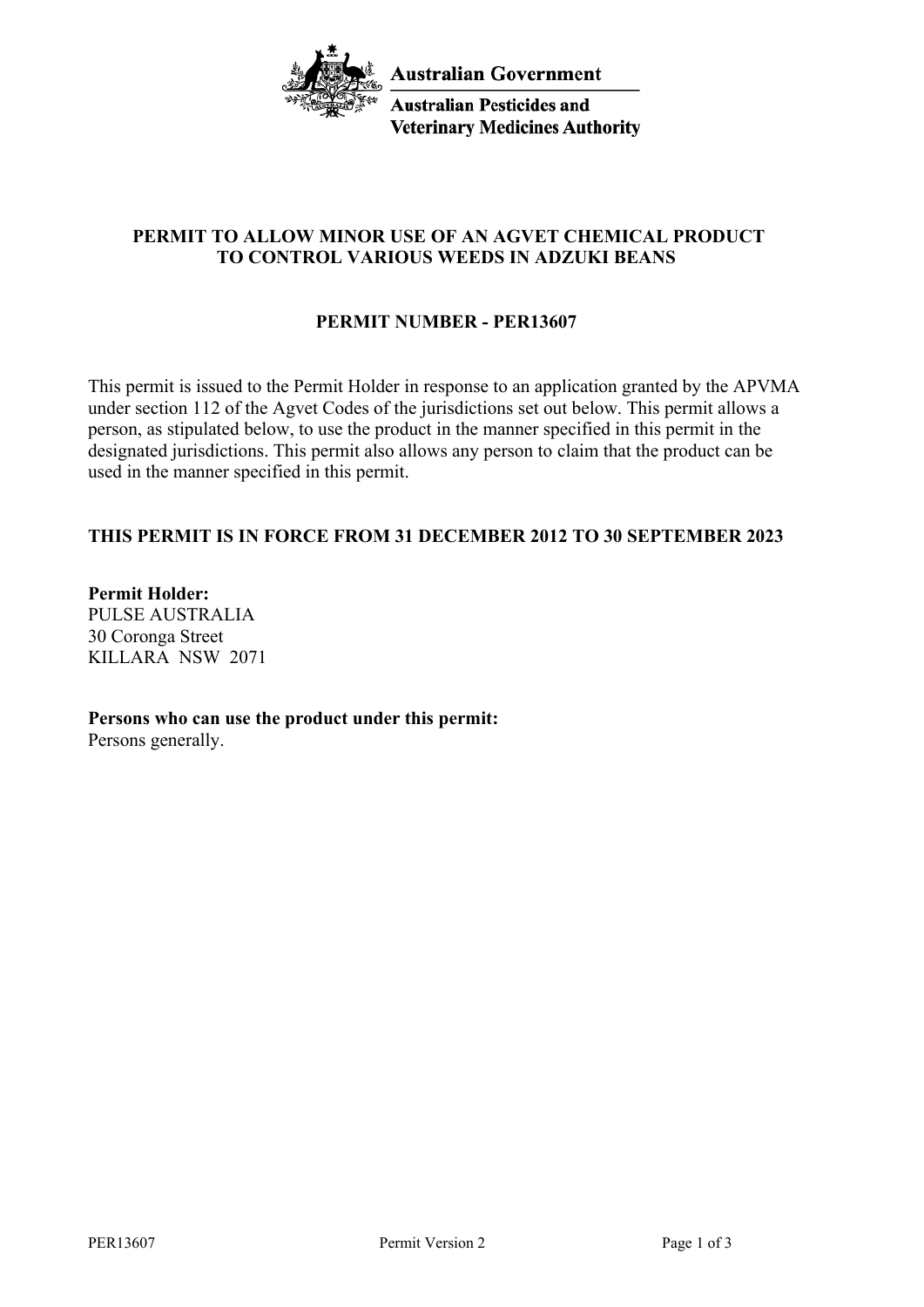**Australian Government**

**Australian Pesticides and Veterinary Medicines Authority**

# PERMIT TO ALLOW MINOR USE OF AN AGVET CHEMICAL PRODUCT TO CONTROL VARIOUS WEEDS IN ADZUKI BEANS

## PERMIT NUMBER - PER13607

This permit is issued to the Permit Holder in response to an application granted by the APVMA under section 112 of the Agvet Codes of the jurisdictions set out below. This permit allows a person, as stipulated below, to use the product in the manner specified in this permit in the designated jurisdictions. This permit also allows any person to claim that the product can be used in the manner specified in this permit.

**THIS PERMIT IS IN FORCE FROM 31 DECEMBER 2012 TO 30 SEPTEMBER 2023**

**Permit Holder:**
PULSE AUSTRALIA
30 Coronga Street
KILLARA NSW 2071

**Persons who can use the product under this permit:**
Persons generally.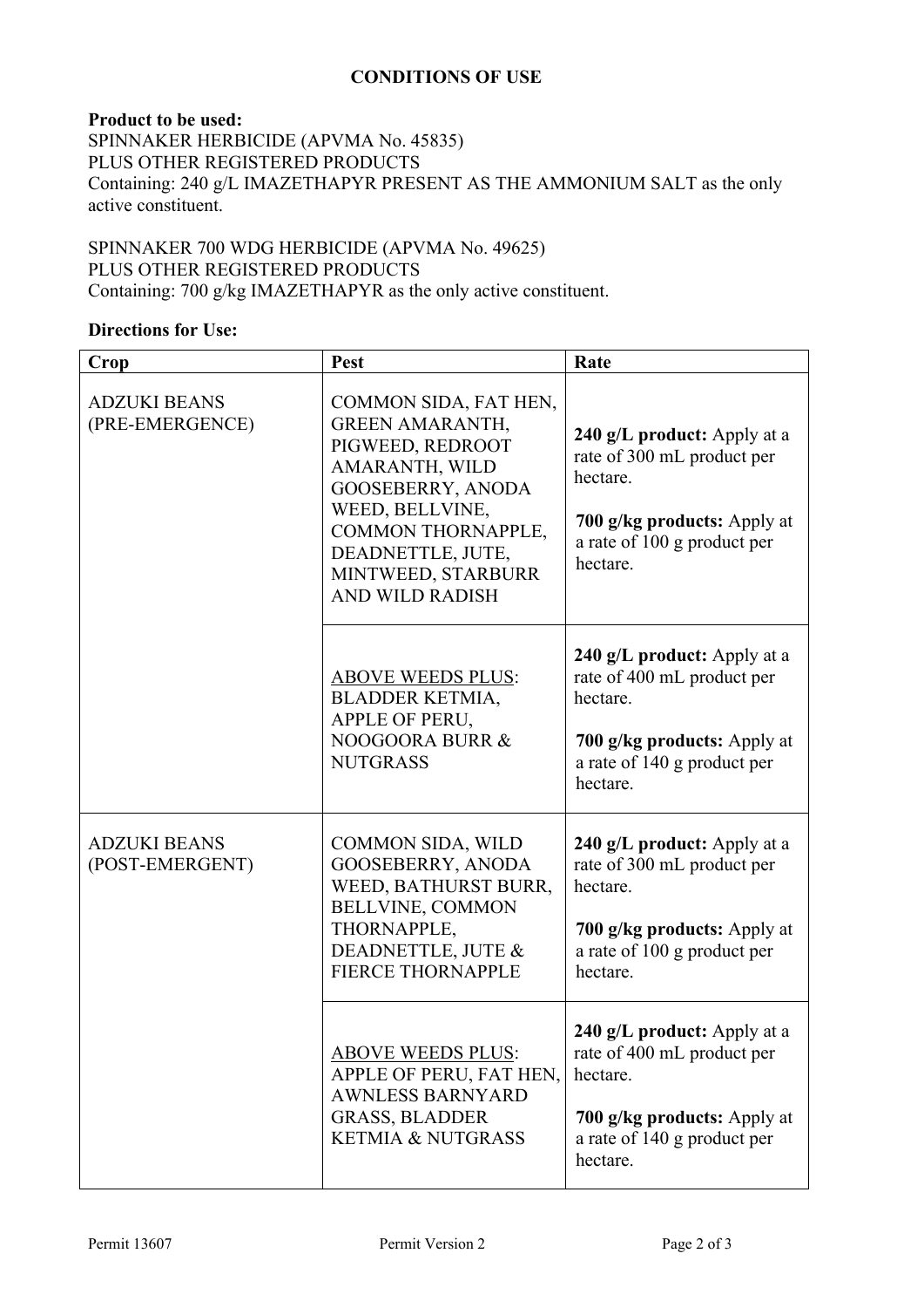## CONDITIONS OF USE

**Product to be used:**
SPINNAKER HERBICIDE (APVMA No. 45835)
PLUS OTHER REGISTERED PRODUCTS
Containing: 240 g/L IMAZETHAPYR PRESENT AS THE AMMONIUM SALT as the only active constituent.

SPINNAKER 700 WDG HERBICIDE (APVMA No. 49625)
PLUS OTHER REGISTERED PRODUCTS
Containing: 700 g/kg IMAZETHAPYR as the only active constituent.

**Directions for Use:**

| Crop | Pest | Rate |
|---|---|---|
| ADZUKI BEANS (PRE-EMERGENCE) | COMMON SIDA, FAT HEN, GREEN AMARANTH, PIGWEED, REDROOT AMARANTH, WILD GOOSEBERRY, ANODA WEED, BELLVINE, COMMON THORNAPPLE, DEADNETTLE, JUTE, MINTWEED, STARBURR AND WILD RADISH | **240 g/L product:** Apply at a rate of 300 mL product per hectare. **700 g/kg products:** Apply at a rate of 100 g product per hectare. |
| | ABOVE WEEDS PLUS: BLADDER KETMIA, APPLE OF PERU, NOOGOORA BURR & NUTGRASS | **240 g/L product:** Apply at a rate of 400 mL product per hectare. **700 g/kg products:** Apply at a rate of 140 g product per hectare. |
| ADZUKI BEANS (POST-EMERGENT) | COMMON SIDA, WILD GOOSEBERRY, ANODA WEED, BATHURST BURR, BELLVINE, COMMON THORNAPPLE, DEADNETTLE, JUTE & FIERCE THORNAPPLE | **240 g/L product:** Apply at a rate of 300 mL product per hectare. **700 g/kg products:** Apply at a rate of 100 g product per hectare. |
| | ABOVE WEEDS PLUS: APPLE OF PERU, FAT HEN, AWNLESS BARNYARD GRASS, BLADDER KETMIA & NUTGRASS | **240 g/L product:** Apply at a rate of 400 mL product per hectare. **700 g/kg products:** Apply at a rate of 140 g product per hectare. |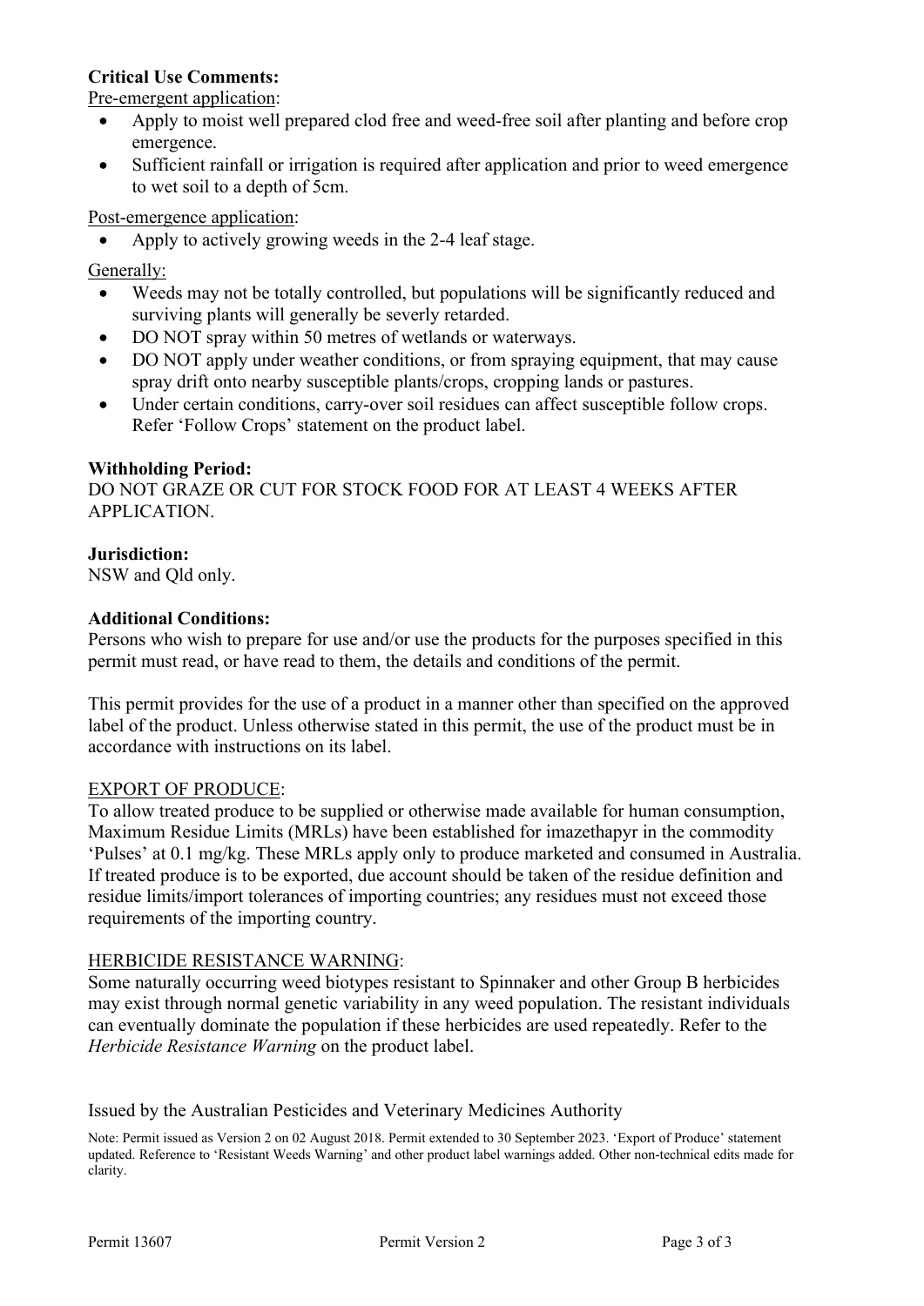**Critical Use Comments:**

Pre-emergent application:

- Apply to moist well prepared clod free and weed-free soil after planting and before crop emergence.
- Sufficient rainfall or irrigation is required after application and prior to weed emergence to wet soil to a depth of 5cm.

Post-emergence application:

- Apply to actively growing weeds in the 2-4 leaf stage.

Generally:

- Weeds may not be totally controlled, but populations will be significantly reduced and surviving plants will generally be severly retarded.
- DO NOT spray within 50 metres of wetlands or waterways.
- DO NOT apply under weather conditions, or from spraying equipment, that may cause spray drift onto nearby susceptible plants/crops, cropping lands or pastures.
- Under certain conditions, carry-over soil residues can affect susceptible follow crops. Refer 'Follow Crops' statement on the product label.

**Withholding Period:**

DO NOT GRAZE OR CUT FOR STOCK FOOD FOR AT LEAST 4 WEEKS AFTER APPLICATION.

**Jurisdiction:**

NSW and Qld only.

**Additional Conditions:**

Persons who wish to prepare for use and/or use the products for the purposes specified in this permit must read, or have read to them, the details and conditions of the permit.

This permit provides for the use of a product in a manner other than specified on the approved label of the product. Unless otherwise stated in this permit, the use of the product must be in accordance with instructions on its label.

EXPORT OF PRODUCE:

To allow treated produce to be supplied or otherwise made available for human consumption, Maximum Residue Limits (MRLs) have been established for imazethapyr in the commodity 'Pulses' at 0.1 mg/kg. These MRLs apply only to produce marketed and consumed in Australia. If treated produce is to be exported, due account should be taken of the residue definition and residue limits/import tolerances of importing countries; any residues must not exceed those requirements of the importing country.

HERBICIDE RESISTANCE WARNING:

Some naturally occurring weed biotypes resistant to Spinnaker and other Group B herbicides may exist through normal genetic variability in any weed population. The resistant individuals can eventually dominate the population if these herbicides are used repeatedly. Refer to the *Herbicide Resistance Warning* on the product label.

Issued by the Australian Pesticides and Veterinary Medicines Authority

Note: Permit issued as Version 2 on 02 August 2018. Permit extended to 30 September 2023. 'Export of Produce' statement updated. Reference to 'Resistant Weeds Warning' and other product label warnings added. Other non-technical edits made for clarity.